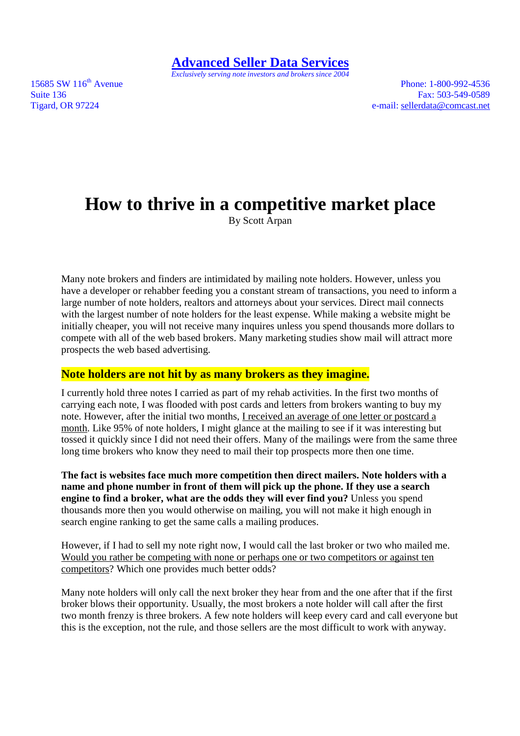**Advanced Seller Data Services**

*Exclusively serving note investors and brokers since 2004*

15685 SW 116th Avenue
Suite 136
Tigard, OR 97224

Phone: 1-800-992-4536
Fax: 503-549-0589
e-mail: sellerdata@comcast.net

# How to thrive in a competitive market place

By Scott Arpan

Many note brokers and finders are intimidated by mailing note holders. However, unless you have a developer or rehabber feeding you a constant stream of transactions, you need to inform a large number of note holders, realtors and attorneys about your services. Direct mail connects with the largest number of note holders for the least expense. While making a website might be initially cheaper, you will not receive many inquires unless you spend thousands more dollars to compete with all of the web based brokers. Many marketing studies show mail will attract more prospects the web based advertising.

## Note holders are not hit by as many brokers as they imagine.

I currently hold three notes I carried as part of my rehab activities. In the first two months of carrying each note, I was flooded with post cards and letters from brokers wanting to buy my note. However, after the initial two months, I received an average of one letter or postcard a month. Like 95% of note holders, I might glance at the mailing to see if it was interesting but tossed it quickly since I did not need their offers. Many of the mailings were from the same three long time brokers who know they need to mail their top prospects more then one time.

**The fact is websites face much more competition then direct mailers. Note holders with a name and phone number in front of them will pick up the phone. If they use a search engine to find a broker, what are the odds they will ever find you?** Unless you spend thousands more then you would otherwise on mailing, you will not make it high enough in search engine ranking to get the same calls a mailing produces.

However, if I had to sell my note right now, I would call the last broker or two who mailed me. Would you rather be competing with none or perhaps one or two competitors or against ten competitors? Which one provides much better odds?

Many note holders will only call the next broker they hear from and the one after that if the first broker blows their opportunity. Usually, the most brokers a note holder will call after the first two month frenzy is three brokers. A few note holders will keep every card and call everyone but this is the exception, not the rule, and those sellers are the most difficult to work with anyway.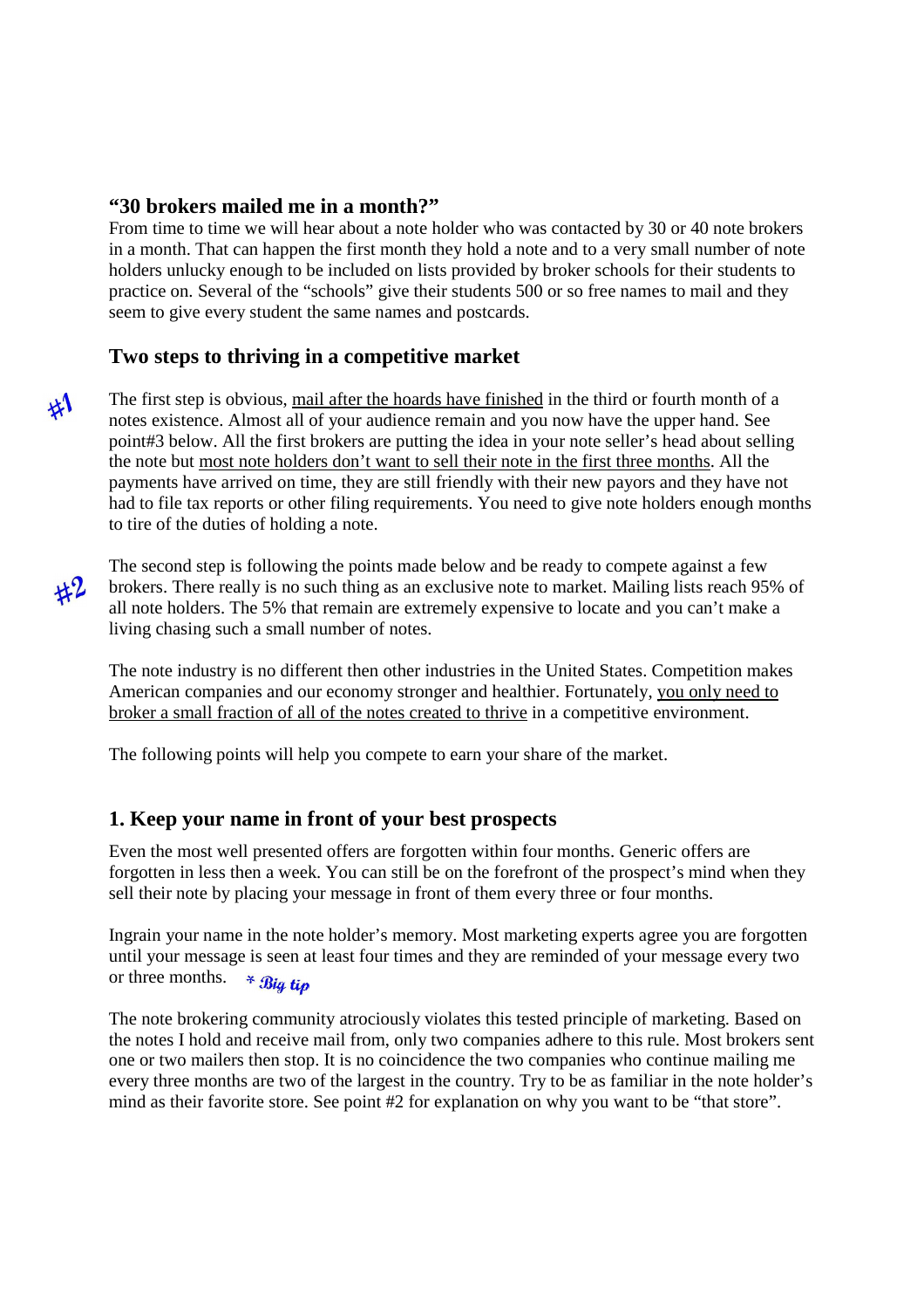### “30 brokers mailed me in a month?”

From time to time we will hear about a note holder who was contacted by 30 or 40 note brokers in a month. That can happen the first month they hold a note and to a very small number of note holders unlucky enough to be included on lists provided by broker schools for their students to practice on. Several of the “schools” give their students 500 or so free names to mail and they seem to give every student the same names and postcards.

### Two steps to thriving in a competitive market

#1

The first step is obvious, <u>mail after the hoards have finished</u> in the third or fourth month of a notes existence. Almost all of your audience remain and you now have the upper hand. See point#3 below. All the first brokers are putting the idea in your note seller’s head about selling the note but <u>most note holders don’t want to sell their note in the first three months</u>. All the payments have arrived on time, they are still friendly with their new payors and they have not had to file tax reports or other filing requirements. You need to give note holders enough months to tire of the duties of holding a note.

#2

The second step is following the points made below and be ready to compete against a few brokers. There really is no such thing as an exclusive note to market. Mailing lists reach 95% of all note holders. The 5% that remain are extremely expensive to locate and you can’t make a living chasing such a small number of notes.

The note industry is no different then other industries in the United States. Competition makes American companies and our economy stronger and healthier. Fortunately, <u>you only need to broker a small fraction of all of the notes created to thrive</u> in a competitive environment.

The following points will help you compete to earn your share of the market.

### 1. Keep your name in front of your best prospects

Even the most well presented offers are forgotten within four months. Generic offers are forgotten in less then a week. You can still be on the forefront of the prospect’s mind when they sell their note by placing your message in front of them every three or four months.

Ingrain your name in the note holder’s memory. Most marketing experts agree you are forgotten until your message is seen at least four times and they are reminded of your message every two or three months. *\* Big tip*

The note brokering community atrociously violates this tested principle of marketing. Based on the notes I hold and receive mail from, only two companies adhere to this rule. Most brokers sent one or two mailers then stop. It is no coincidence the two companies who continue mailing me every three months are two of the largest in the country. Try to be as familiar in the note holder’s mind as their favorite store. See point #2 for explanation on why you want to be “that store”.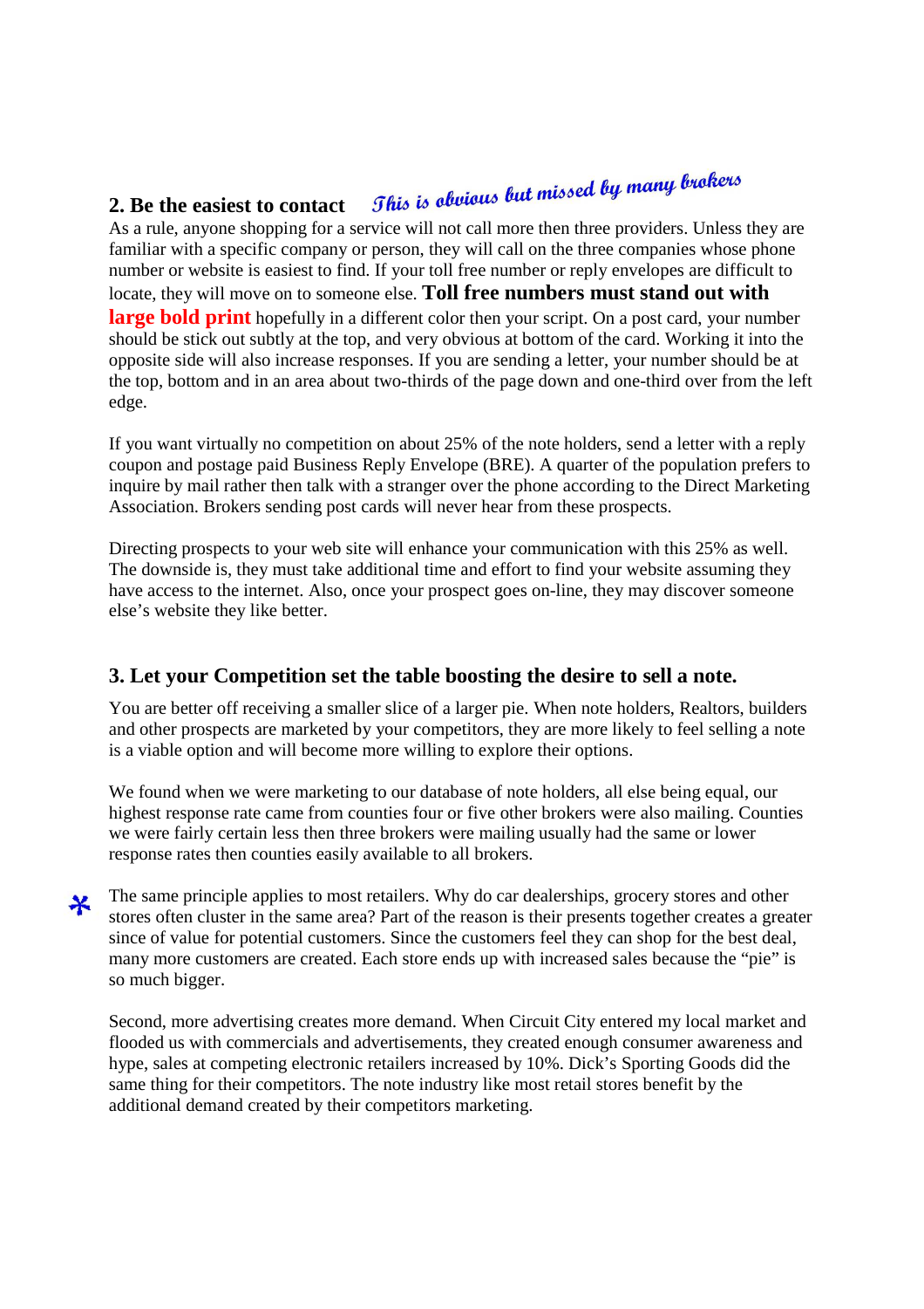## 2. Be the easiest to contact *This is obvious but missed by many brokers*

As a rule, anyone shopping for a service will not call more then three providers. Unless they are familiar with a specific company or person, they will call on the three companies whose phone number or website is easiest to find. If your toll free number or reply envelopes are difficult to locate, they will move on to someone else. **Toll free numbers must stand out with large bold print** hopefully in a different color then your script. On a post card, your number should be stick out subtly at the top, and very obvious at bottom of the card. Working it into the opposite side will also increase responses. If you are sending a letter, your number should be at the top, bottom and in an area about two-thirds of the page down and one-third over from the left edge.

If you want virtually no competition on about 25% of the note holders, send a letter with a reply coupon and postage paid Business Reply Envelope (BRE). A quarter of the population prefers to inquire by mail rather then talk with a stranger over the phone according to the Direct Marketing Association. Brokers sending post cards will never hear from these prospects.

Directing prospects to your web site will enhance your communication with this 25% as well. The downside is, they must take additional time and effort to find your website assuming they have access to the internet. Also, once your prospect goes on-line, they may discover someone else's website they like better.

## 3. Let your Competition set the table boosting the desire to sell a note.

You are better off receiving a smaller slice of a larger pie. When note holders, Realtors, builders and other prospects are marketed by your competitors, they are more likely to feel selling a note is a viable option and will become more willing to explore their options.

We found when we were marketing to our database of note holders, all else being equal, our highest response rate came from counties four or five other brokers were also mailing. Counties we were fairly certain less then three brokers were mailing usually had the same or lower response rates then counties easily available to all brokers.

The same principle applies to most retailers. Why do car dealerships, grocery stores and other stores often cluster in the same area? Part of the reason is their presents together creates a greater since of value for potential customers. Since the customers feel they can shop for the best deal, many more customers are created. Each store ends up with increased sales because the "pie" is so much bigger.

Second, more advertising creates more demand. When Circuit City entered my local market and flooded us with commercials and advertisements, they created enough consumer awareness and hype, sales at competing electronic retailers increased by 10%. Dick's Sporting Goods did the same thing for their competitors. The note industry like most retail stores benefit by the additional demand created by their competitors marketing.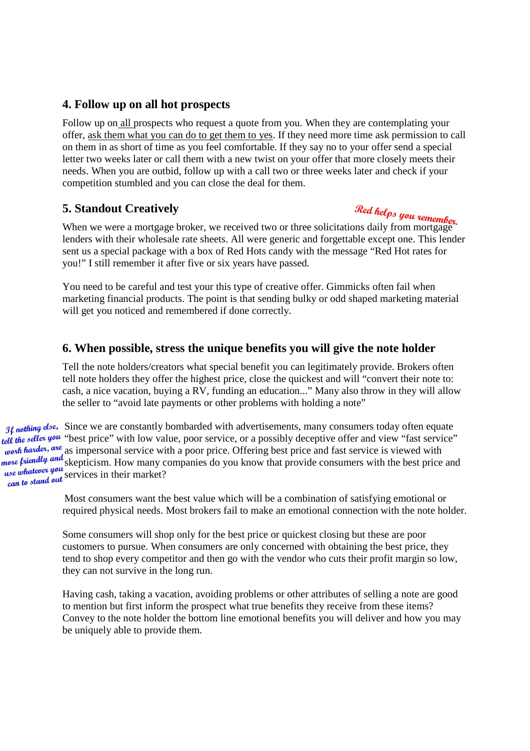## 4. Follow up on all hot prospects

Follow up on all prospects who request a quote from you. When they are contemplating your offer, ask them what you can do to get them to yes. If they need more time ask permission to call on them in as short of time as you feel comfortable. If they say no to your offer send a special letter two weeks later or call them with a new twist on your offer that more closely meets their needs. When you are outbid, follow up with a call two or three weeks later and check if your competition stumbled and you can close the deal for them.

## 5. Standout Creatively

*Red helps you remember.*

When we were a mortgage broker, we received two or three solicitations daily from mortgage lenders with their wholesale rate sheets. All were generic and forgettable except one. This lender sent us a special package with a box of Red Hots candy with the message "Red Hot rates for you!" I still remember it after five or six years have passed.

You need to be careful and test your this type of creative offer. Gimmicks often fail when marketing financial products. The point is that sending bulky or odd shaped marketing material will get you noticed and remembered if done correctly.

## 6. When possible, stress the unique benefits you will give the note holder

Tell the note holders/creators what special benefit you can legitimately provide. Brokers often tell note holders they offer the highest price, close the quickest and will "convert their note to: cash, a nice vacation, buying a RV, funding an education..." Many also throw in they will allow the seller to "avoid late payments or other problems with holding a note"

*If nothing else, tell the seller you work harder, are more friendly and use whatever you can to stand out*

Since we are constantly bombarded with advertisements, many consumers today often equate "best price" with low value, poor service, or a possibly deceptive offer and view "fast service" as impersonal service with a poor price. Offering best price and fast service is viewed with skepticism. How many companies do you know that provide consumers with the best price and services in their market?

Most consumers want the best value which will be a combination of satisfying emotional or required physical needs. Most brokers fail to make an emotional connection with the note holder.

Some consumers will shop only for the best price or quickest closing but these are poor customers to pursue. When consumers are only concerned with obtaining the best price, they tend to shop every competitor and then go with the vendor who cuts their profit margin so low, they can not survive in the long run.

Having cash, taking a vacation, avoiding problems or other attributes of selling a note are good to mention but first inform the prospect what true benefits they receive from these items? Convey to the note holder the bottom line emotional benefits you will deliver and how you may be uniquely able to provide them.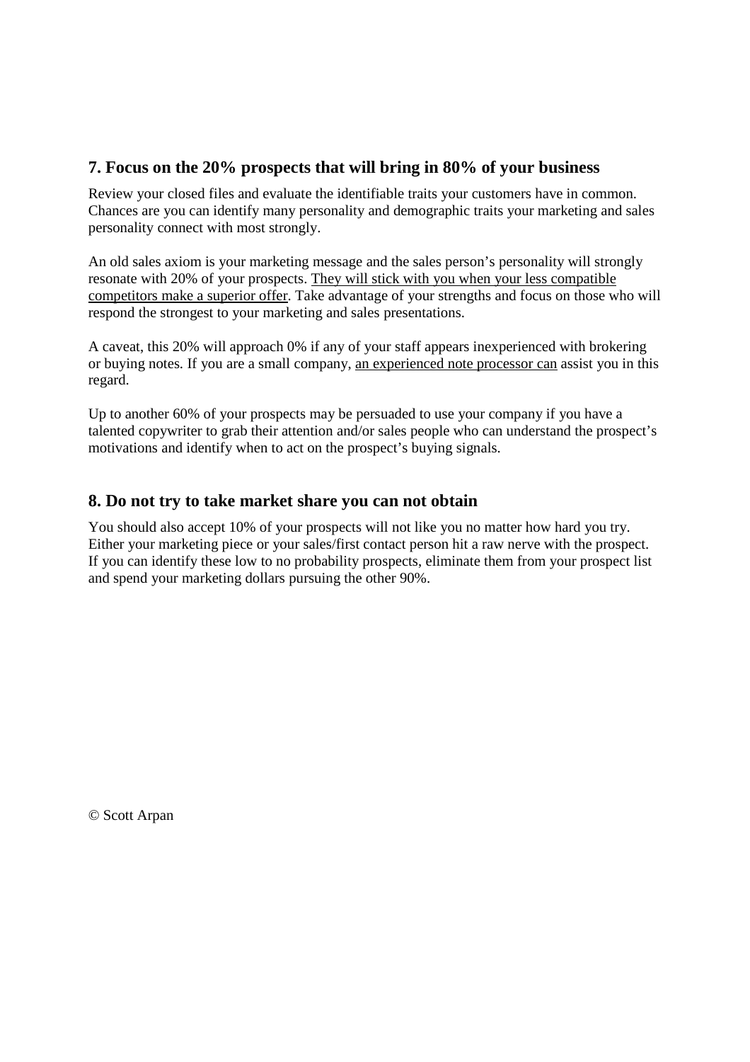## 7. Focus on the 20% prospects that will bring in 80% of your business

Review your closed files and evaluate the identifiable traits your customers have in common. Chances are you can identify many personality and demographic traits your marketing and sales personality connect with most strongly.

An old sales axiom is your marketing message and the sales person's personality will strongly resonate with 20% of your prospects. They will stick with you when your less compatible competitors make a superior offer. Take advantage of your strengths and focus on those who will respond the strongest to your marketing and sales presentations.

A caveat, this 20% will approach 0% if any of your staff appears inexperienced with brokering or buying notes. If you are a small company, an experienced note processor can assist you in this regard.

Up to another 60% of your prospects may be persuaded to use your company if you have a talented copywriter to grab their attention and/or sales people who can understand the prospect's motivations and identify when to act on the prospect's buying signals.

## 8. Do not try to take market share you can not obtain

You should also accept 10% of your prospects will not like you no matter how hard you try. Either your marketing piece or your sales/first contact person hit a raw nerve with the prospect. If you can identify these low to no probability prospects, eliminate them from your prospect list and spend your marketing dollars pursuing the other 90%.

© Scott Arpan